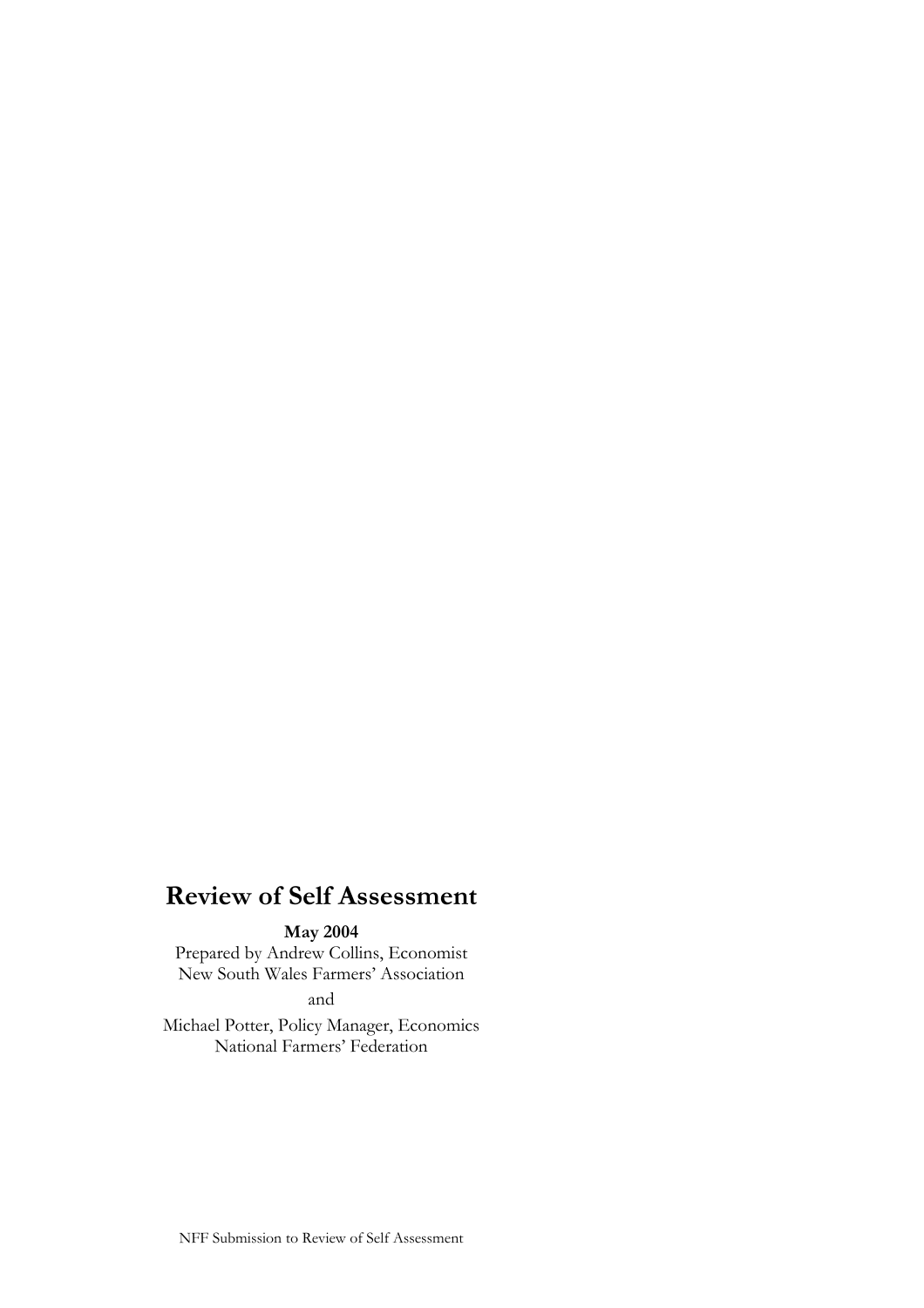# Review of Self Assessment

**May 2004**

Prepared by Andrew Collins, Economist
New South Wales Farmers' Association

and

Michael Potter, Policy Manager, Economics
National Farmers' Federation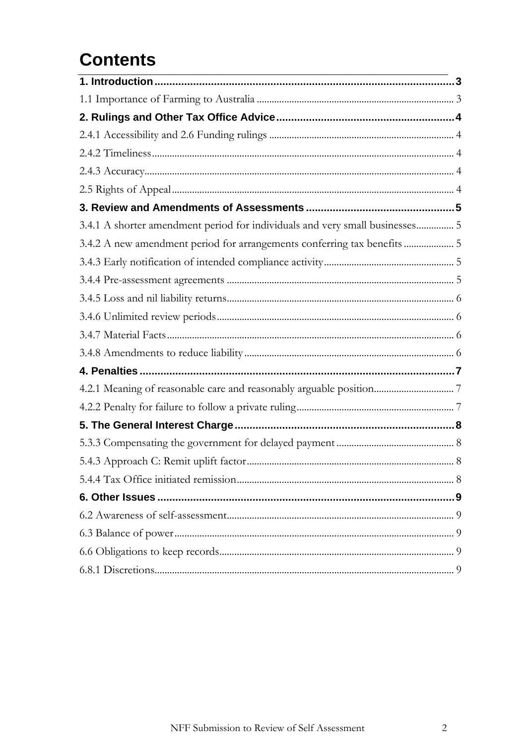# Contents

**1. Introduction** .......... **3**

1.1 Importance of Farming to Australia .......... 3

**2. Rulings and Other Tax Office Advice** .......... **4**

2.4.1 Accessibility and 2.6 Funding rulings .......... 4

2.4.2 Timeliness .......... 4

2.4.3 Accuracy .......... 4

2.5 Rights of Appeal .......... 4

**3. Review and Amendments of Assessments** .......... **5**

3.4.1 A shorter amendment period for individuals and very small businesses .......... 5

3.4.2 A new amendment period for arrangements conferring tax benefits .......... 5

3.4.3 Early notification of intended compliance activity .......... 5

3.4.4 Pre-assessment agreements .......... 5

3.4.5 Loss and nil liability returns .......... 6

3.4.6 Unlimited review periods .......... 6

3.4.7 Material Facts .......... 6

3.4.8 Amendments to reduce liability .......... 6

**4. Penalties** .......... **7**

4.2.1 Meaning of reasonable care and reasonably arguable position .......... 7

4.2.2 Penalty for failure to follow a private ruling .......... 7

**5. The General Interest Charge** .......... **8**

5.3.3 Compensating the government for delayed payment .......... 8

5.4.3 Approach C: Remit uplift factor .......... 8

5.4.4 Tax Office initiated remission .......... 8

**6. Other Issues** .......... **9**

6.2 Awareness of self-assessment .......... 9

6.3 Balance of power .......... 9

6.6 Obligations to keep records .......... 9

6.8.1 Discretions .......... 9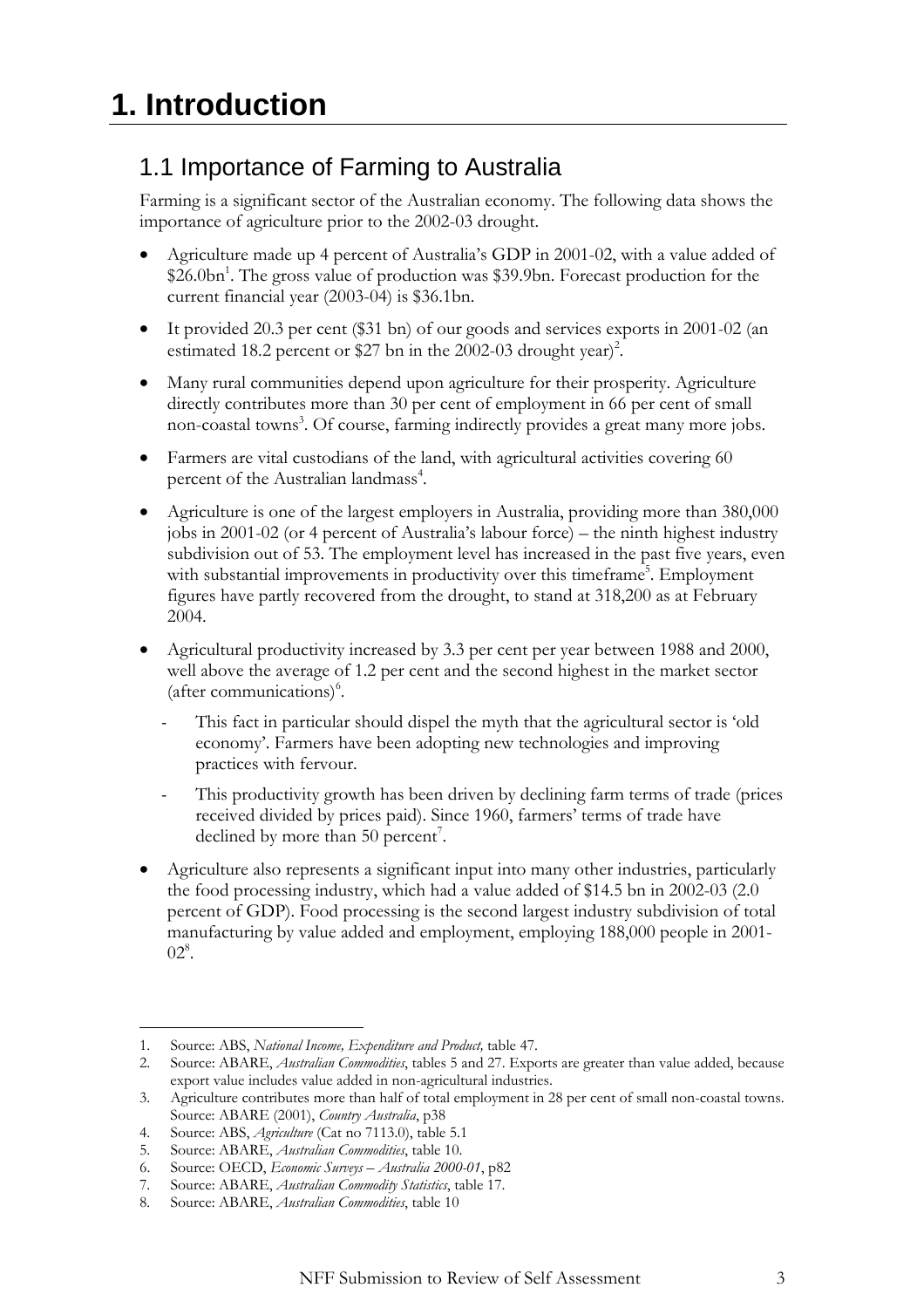# 1. Introduction

## 1.1 Importance of Farming to Australia

Farming is a significant sector of the Australian economy. The following data shows the importance of agriculture prior to the 2002-03 drought.

- Agriculture made up 4 percent of Australia's GDP in 2001-02, with a value added of $26.0bn[1]. The gross value of production was $39.9bn. Forecast production for the current financial year (2003-04) is $36.1bn.
- It provided 20.3 per cent ($31 bn) of our goods and services exports in 2001-02 (an estimated 18.2 percent or $27 bn in the 2002-03 drought year)[2].
- Many rural communities depend upon agriculture for their prosperity. Agriculture directly contributes more than 30 per cent of employment in 66 per cent of small non-coastal towns[3]. Of course, farming indirectly provides a great many more jobs.
- Farmers are vital custodians of the land, with agricultural activities covering 60 percent of the Australian landmass[4].
- Agriculture is one of the largest employers in Australia, providing more than 380,000 jobs in 2001-02 (or 4 percent of Australia's labour force) – the ninth highest industry subdivision out of 53. The employment level has increased in the past five years, even with substantial improvements in productivity over this timeframe[5]. Employment figures have partly recovered from the drought, to stand at 318,200 as at February 2004.
- Agricultural productivity increased by 3.3 per cent per year between 1988 and 2000, well above the average of 1.2 per cent and the second highest in the market sector (after communications)[6].
  - This fact in particular should dispel the myth that the agricultural sector is 'old economy'. Farmers have been adopting new technologies and improving practices with fervour.
  - This productivity growth has been driven by declining farm terms of trade (prices received divided by prices paid). Since 1960, farmers' terms of trade have declined by more than 50 percent[7].
- Agriculture also represents a significant input into many other industries, particularly the food processing industry, which had a value added of $14.5 bn in 2002-03 (2.0 percent of GDP). Food processing is the second largest industry subdivision of total manufacturing by value added and employment, employing 188,000 people in 2001-02[8].

---

1. Source: ABS, *National Income, Expenditure and Product,* table 47.
2. Source: ABARE, *Australian Commodities*, tables 5 and 27. Exports are greater than value added, because export value includes value added in non-agricultural industries.
3. Agriculture contributes more than half of total employment in 28 per cent of small non-coastal towns. Source: ABARE (2001), *Country Australia*, p38
4. Source: ABS, *Agriculture* (Cat no 7113.0), table 5.1
5. Source: ABARE, *Australian Commodities*, table 10.
6. Source: OECD, *Economic Surveys – Australia 2000-01*, p82
7. Source: ABARE, *Australian Commodity Statistics*, table 17.
8. Source: ABARE, *Australian Commodities*, table 10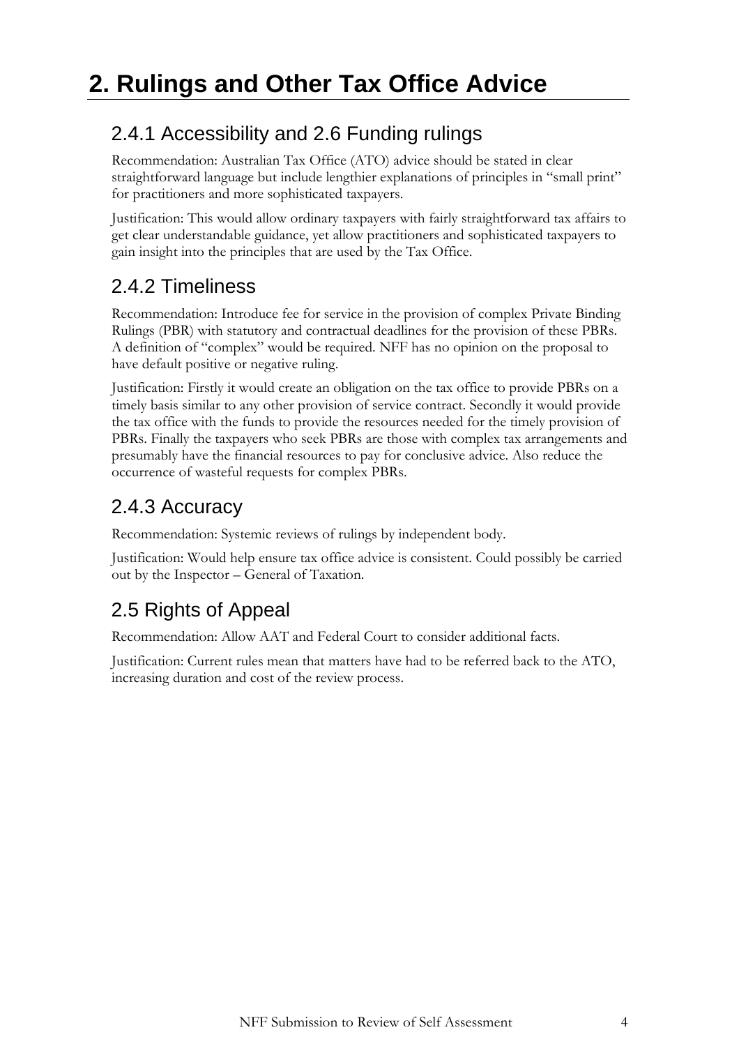# 2. Rulings and Other Tax Office Advice

## 2.4.1 Accessibility and 2.6 Funding rulings

Recommendation: Australian Tax Office (ATO) advice should be stated in clear straightforward language but include lengthier explanations of principles in "small print" for practitioners and more sophisticated taxpayers.

Justification: This would allow ordinary taxpayers with fairly straightforward tax affairs to get clear understandable guidance, yet allow practitioners and sophisticated taxpayers to gain insight into the principles that are used by the Tax Office.

## 2.4.2 Timeliness

Recommendation: Introduce fee for service in the provision of complex Private Binding Rulings (PBR) with statutory and contractual deadlines for the provision of these PBRs. A definition of "complex" would be required. NFF has no opinion on the proposal to have default positive or negative ruling.

Justification: Firstly it would create an obligation on the tax office to provide PBRs on a timely basis similar to any other provision of service contract. Secondly it would provide the tax office with the funds to provide the resources needed for the timely provision of PBRs. Finally the taxpayers who seek PBRs are those with complex tax arrangements and presumably have the financial resources to pay for conclusive advice. Also reduce the occurrence of wasteful requests for complex PBRs.

## 2.4.3 Accuracy

Recommendation: Systemic reviews of rulings by independent body.

Justification: Would help ensure tax office advice is consistent. Could possibly be carried out by the Inspector – General of Taxation.

## 2.5 Rights of Appeal

Recommendation: Allow AAT and Federal Court to consider additional facts.

Justification: Current rules mean that matters have had to be referred back to the ATO, increasing duration and cost of the review process.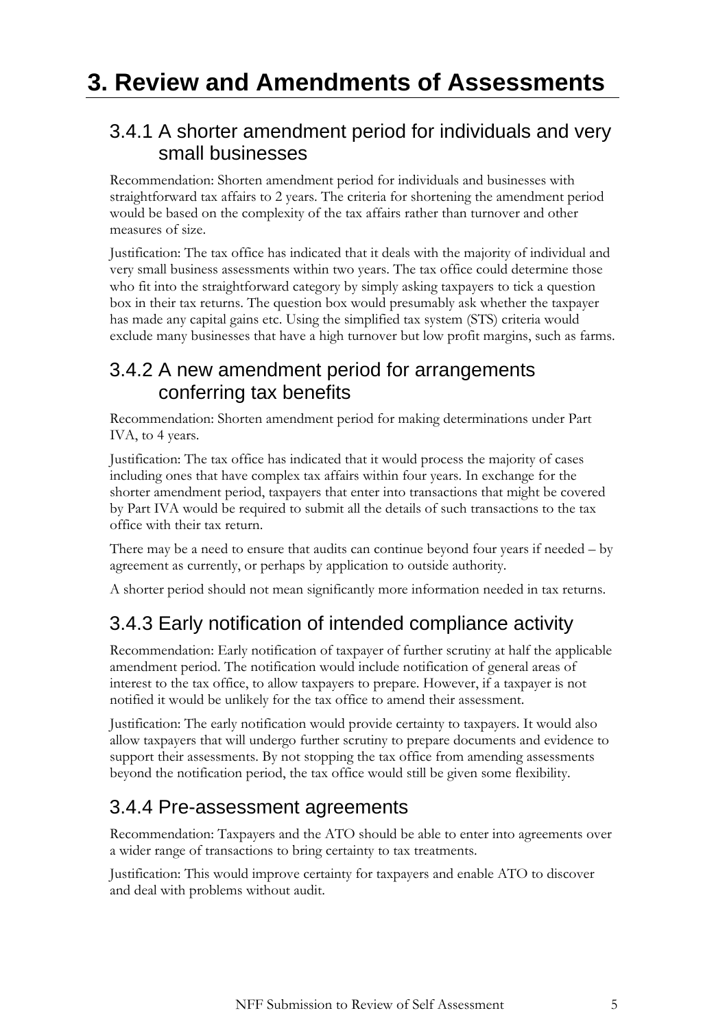# 3. Review and Amendments of Assessments

## 3.4.1 A shorter amendment period for individuals and very small businesses

Recommendation: Shorten amendment period for individuals and businesses with straightforward tax affairs to 2 years. The criteria for shortening the amendment period would be based on the complexity of the tax affairs rather than turnover and other measures of size.

Justification: The tax office has indicated that it deals with the majority of individual and very small business assessments within two years. The tax office could determine those who fit into the straightforward category by simply asking taxpayers to tick a question box in their tax returns. The question box would presumably ask whether the taxpayer has made any capital gains etc. Using the simplified tax system (STS) criteria would exclude many businesses that have a high turnover but low profit margins, such as farms.

## 3.4.2 A new amendment period for arrangements conferring tax benefits

Recommendation: Shorten amendment period for making determinations under Part IVA, to 4 years.

Justification: The tax office has indicated that it would process the majority of cases including ones that have complex tax affairs within four years. In exchange for the shorter amendment period, taxpayers that enter into transactions that might be covered by Part IVA would be required to submit all the details of such transactions to the tax office with their tax return.

There may be a need to ensure that audits can continue beyond four years if needed – by agreement as currently, or perhaps by application to outside authority.

A shorter period should not mean significantly more information needed in tax returns.

## 3.4.3 Early notification of intended compliance activity

Recommendation: Early notification of taxpayer of further scrutiny at half the applicable amendment period. The notification would include notification of general areas of interest to the tax office, to allow taxpayers to prepare. However, if a taxpayer is not notified it would be unlikely for the tax office to amend their assessment.

Justification: The early notification would provide certainty to taxpayers. It would also allow taxpayers that will undergo further scrutiny to prepare documents and evidence to support their assessments. By not stopping the tax office from amending assessments beyond the notification period, the tax office would still be given some flexibility.

## 3.4.4 Pre-assessment agreements

Recommendation: Taxpayers and the ATO should be able to enter into agreements over a wider range of transactions to bring certainty to tax treatments.

Justification: This would improve certainty for taxpayers and enable ATO to discover and deal with problems without audit.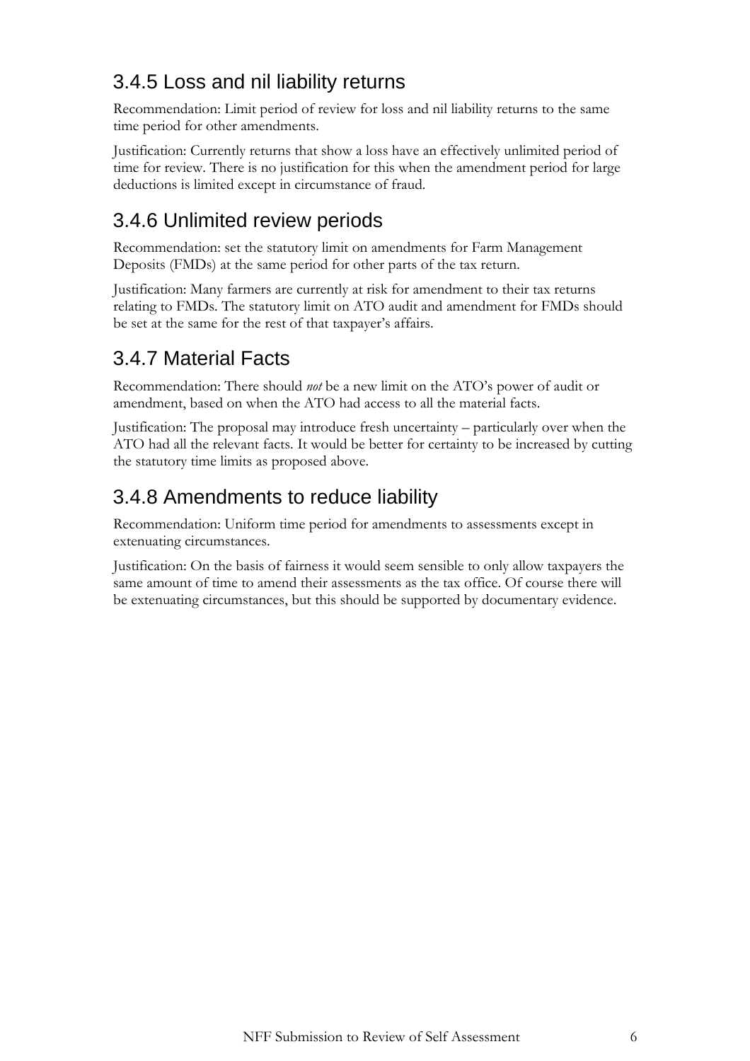### 3.4.5 Loss and nil liability returns

Recommendation: Limit period of review for loss and nil liability returns to the same time period for other amendments.

Justification: Currently returns that show a loss have an effectively unlimited period of time for review. There is no justification for this when the amendment period for large deductions is limited except in circumstance of fraud.

### 3.4.6 Unlimited review periods

Recommendation: set the statutory limit on amendments for Farm Management Deposits (FMDs) at the same period for other parts of the tax return.

Justification: Many farmers are currently at risk for amendment to their tax returns relating to FMDs. The statutory limit on ATO audit and amendment for FMDs should be set at the same for the rest of that taxpayer's affairs.

### 3.4.7 Material Facts

Recommendation: There should *not* be a new limit on the ATO's power of audit or amendment, based on when the ATO had access to all the material facts.

Justification: The proposal may introduce fresh uncertainty – particularly over when the ATO had all the relevant facts. It would be better for certainty to be increased by cutting the statutory time limits as proposed above.

### 3.4.8 Amendments to reduce liability

Recommendation: Uniform time period for amendments to assessments except in extenuating circumstances.

Justification: On the basis of fairness it would seem sensible to only allow taxpayers the same amount of time to amend their assessments as the tax office. Of course there will be extenuating circumstances, but this should be supported by documentary evidence.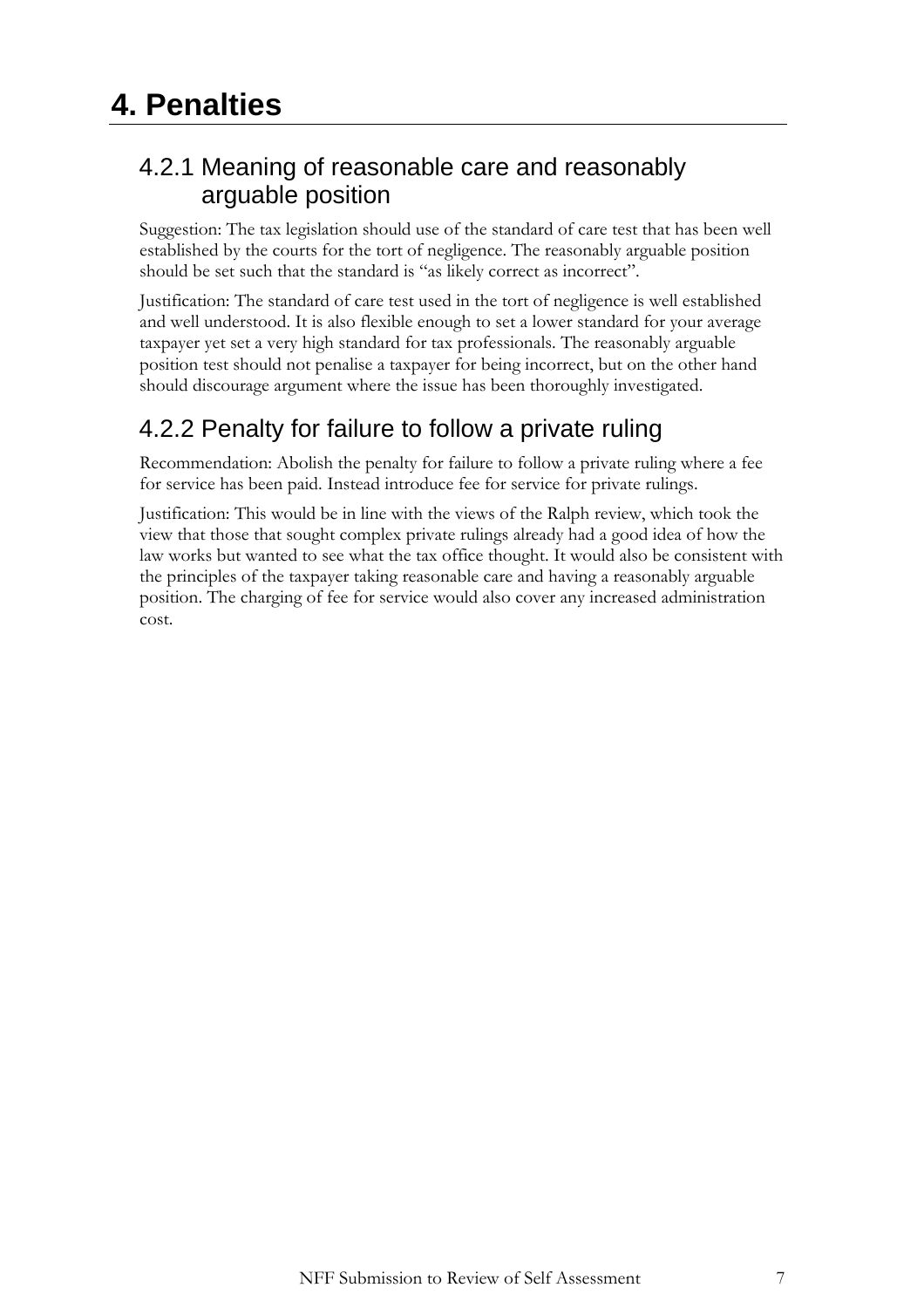# 4. Penalties

## 4.2.1 Meaning of reasonable care and reasonably arguable position

Suggestion: The tax legislation should use of the standard of care test that has been well established by the courts for the tort of negligence. The reasonably arguable position should be set such that the standard is "as likely correct as incorrect".

Justification: The standard of care test used in the tort of negligence is well established and well understood. It is also flexible enough to set a lower standard for your average taxpayer yet set a very high standard for tax professionals. The reasonably arguable position test should not penalise a taxpayer for being incorrect, but on the other hand should discourage argument where the issue has been thoroughly investigated.

## 4.2.2 Penalty for failure to follow a private ruling

Recommendation: Abolish the penalty for failure to follow a private ruling where a fee for service has been paid. Instead introduce fee for service for private rulings.

Justification: This would be in line with the views of the Ralph review, which took the view that those that sought complex private rulings already had a good idea of how the law works but wanted to see what the tax office thought. It would also be consistent with the principles of the taxpayer taking reasonable care and having a reasonably arguable position. The charging of fee for service would also cover any increased administration cost.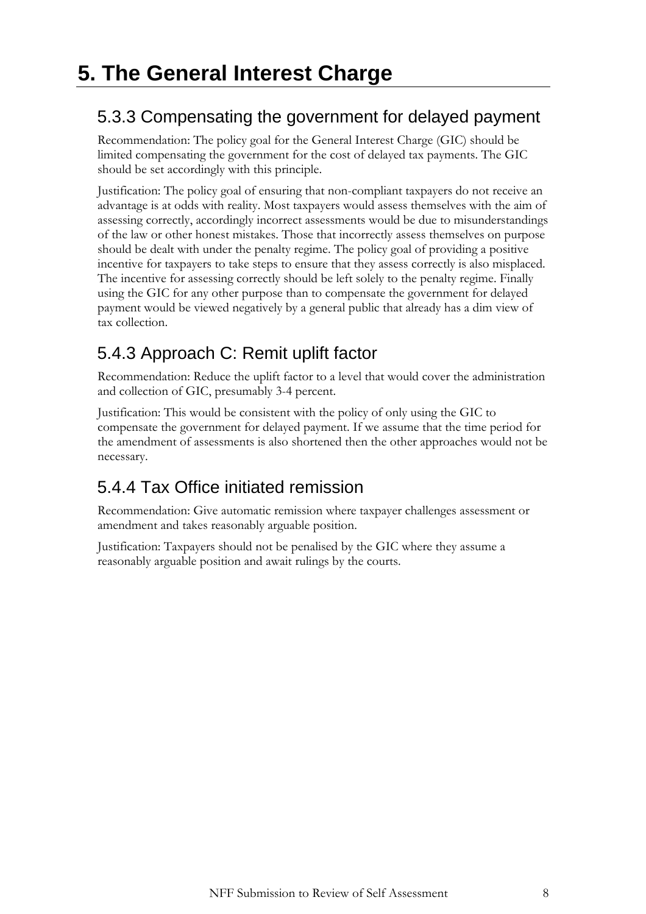# 5. The General Interest Charge

## 5.3.3 Compensating the government for delayed payment

Recommendation: The policy goal for the General Interest Charge (GIC) should be limited compensating the government for the cost of delayed tax payments. The GIC should be set accordingly with this principle.

Justification: The policy goal of ensuring that non-compliant taxpayers do not receive an advantage is at odds with reality. Most taxpayers would assess themselves with the aim of assessing correctly, accordingly incorrect assessments would be due to misunderstandings of the law or other honest mistakes. Those that incorrectly assess themselves on purpose should be dealt with under the penalty regime. The policy goal of providing a positive incentive for taxpayers to take steps to ensure that they assess correctly is also misplaced. The incentive for assessing correctly should be left solely to the penalty regime. Finally using the GIC for any other purpose than to compensate the government for delayed payment would be viewed negatively by a general public that already has a dim view of tax collection.

## 5.4.3 Approach C: Remit uplift factor

Recommendation: Reduce the uplift factor to a level that would cover the administration and collection of GIC, presumably 3-4 percent.

Justification: This would be consistent with the policy of only using the GIC to compensate the government for delayed payment. If we assume that the time period for the amendment of assessments is also shortened then the other approaches would not be necessary.

## 5.4.4 Tax Office initiated remission

Recommendation: Give automatic remission where taxpayer challenges assessment or amendment and takes reasonably arguable position.

Justification: Taxpayers should not be penalised by the GIC where they assume a reasonably arguable position and await rulings by the courts.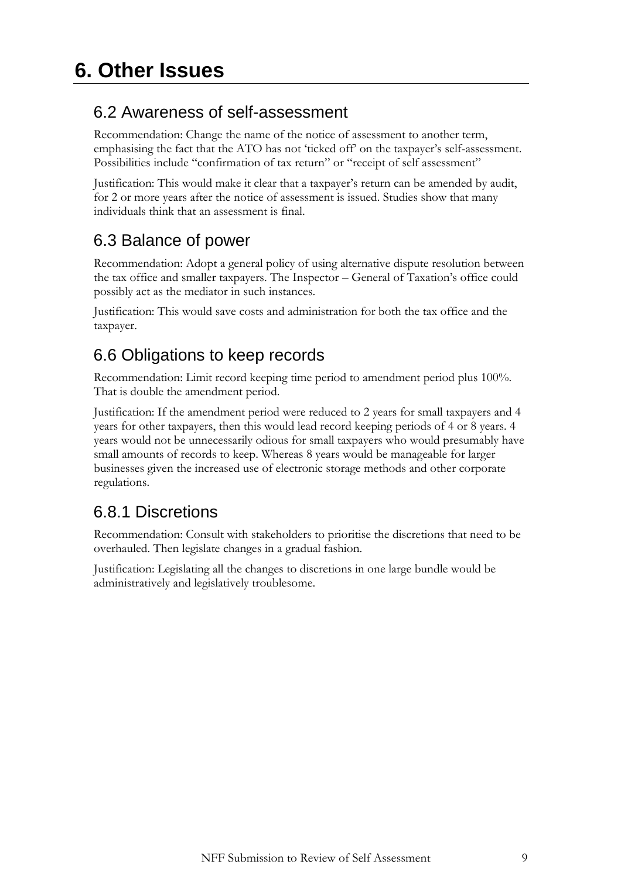# 6. Other Issues

## 6.2 Awareness of self-assessment

Recommendation: Change the name of the notice of assessment to another term, emphasising the fact that the ATO has not 'ticked off' on the taxpayer's self-assessment. Possibilities include "confirmation of tax return" or "receipt of self assessment"

Justification: This would make it clear that a taxpayer's return can be amended by audit, for 2 or more years after the notice of assessment is issued. Studies show that many individuals think that an assessment is final.

## 6.3 Balance of power

Recommendation: Adopt a general policy of using alternative dispute resolution between the tax office and smaller taxpayers. The Inspector – General of Taxation's office could possibly act as the mediator in such instances.

Justification: This would save costs and administration for both the tax office and the taxpayer.

## 6.6 Obligations to keep records

Recommendation: Limit record keeping time period to amendment period plus 100%. That is double the amendment period.

Justification: If the amendment period were reduced to 2 years for small taxpayers and 4 years for other taxpayers, then this would lead record keeping periods of 4 or 8 years. 4 years would not be unnecessarily odious for small taxpayers who would presumably have small amounts of records to keep. Whereas 8 years would be manageable for larger businesses given the increased use of electronic storage methods and other corporate regulations.

## 6.8.1 Discretions

Recommendation: Consult with stakeholders to prioritise the discretions that need to be overhauled. Then legislate changes in a gradual fashion.

Justification: Legislating all the changes to discretions in one large bundle would be administratively and legislatively troublesome.